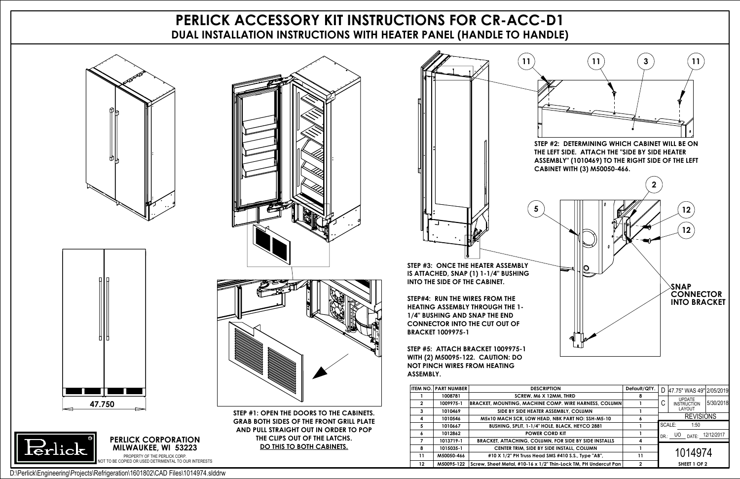# PERLICK ACCESSORY KIT INSTRUCTIONS FOR CR-ACC-D1

## DUAL INSTALLATION INSTRUCTIONS WITH HEATER PANEL (HANDLE TO HANDLE)

47.750

**STEP #1: OPEN THE DOORS TO THE CABINETS. GRAB BOTH SIDES OF THE FRONT GRILL PLATE AND PULL STRAIGHT OUT IN ORDER TO POP THE CLIPS OUT OF THE LATCHS. DO THIS TO BOTH CABINETS.**

11 11 3 11

**STEP #2: DETERMINING WHICH CABINET WILL BE ON THE LEFT SIDE. ATTACH THE "SIDE BY SIDE HEATER ASSEMBLY" (1010469) TO THE RIGHT SIDE OF THE LEFT CABINET WITH (3) M50050-466.**

5 2 12 12

**SNAP CONNECTOR INTO BRACKET**

**STEP #3: ONCE THE HEATER ASSEMBLY IS ATTACHED, SNAP (1) 1-1/4" BUSHING INTO THE SIDE OF THE CABINET.**

**STEP#4: RUN THE WIRES FROM THE HEATING ASSEMBLY THROUGH THE 1-1/4" BUSHING AND SNAP THE END CONNECTOR INTO THE CUT OUT OF BRACKET 1009975-1**

**STEP #5: ATTACH BRACKET 1009975-1 WITH (2) M50095-122. CAUTION: DO NOT PINCH WIRES FROM HEATING ASSEMBLY.**

| ITEM NO. | PART NUMBER | DESCRIPTION | Default/QTY. |
|---|---|---|---|
| 1 | 1008781 | SCREW, M6 X 12MM, THRD | 8 |
| 2 | 1009975-1 | BRACKET, MOUNTING, MACHINE COMP. WIRE HARNESS, COLUMN | 1 |
| 3 | 1010469 | SIDE BY SIDE HEATER ASSEMBLY, COLUMN | 1 |
| 4 | 1010546 | M5x10 MACH SCR, LOW HEAD, NBK PART NO: SSH-M5-10 | 6 |
| 5 | 1010667 | BUSHING, SPLIT, 1-1/4" HOLE, BLACK, HEYCO 2881 | 1 |
| 6 | 1012862 | POWER CORD KIT | 1 |
| 7 | 1013719-1 | BRACKET, ATTACHING, COLUMN, FOR SIDE BY SIDE INSTALLS | 4 |
| 8 | 1015035-1 | CENTER TRIM, SIDE BY SIDE INSTALL, COLUMN | 1 |
| 11 | M50050-466 | #10 X 1/2" PH Truss Head SMS #410 S.S., Type "AB", | 11 |
| 12 | M50095-122 | Screw, Sheet Metal, #10-16 x 1/2" Thin-Lock TM, PH Undercut Pan | 2 |

| REV | DESCRIPTION | DATE |
|---|---|---|
| D | 47.75" WAS 49" | 2/05/2019 |
| C | UPDATE INSTRUCTION LAYOUT | 5/30/2018 |

REVISIONS

SCALE: 1:50

DR.: UO DATE: 12/12/2017

1014974

SHEET 1 OF 2

**PERLICK CORPORATION**
**MILWAUKEE, WI 53223**

PROPERTY OF THE PERLICK CORP.
NOT TO BE COPIED OR USED DETRIMENTAL TO OUR INTERESTS

D:\Perlick\Engineering\Projects\Refrigeration\1601802\CAD Files\1014974.slddrw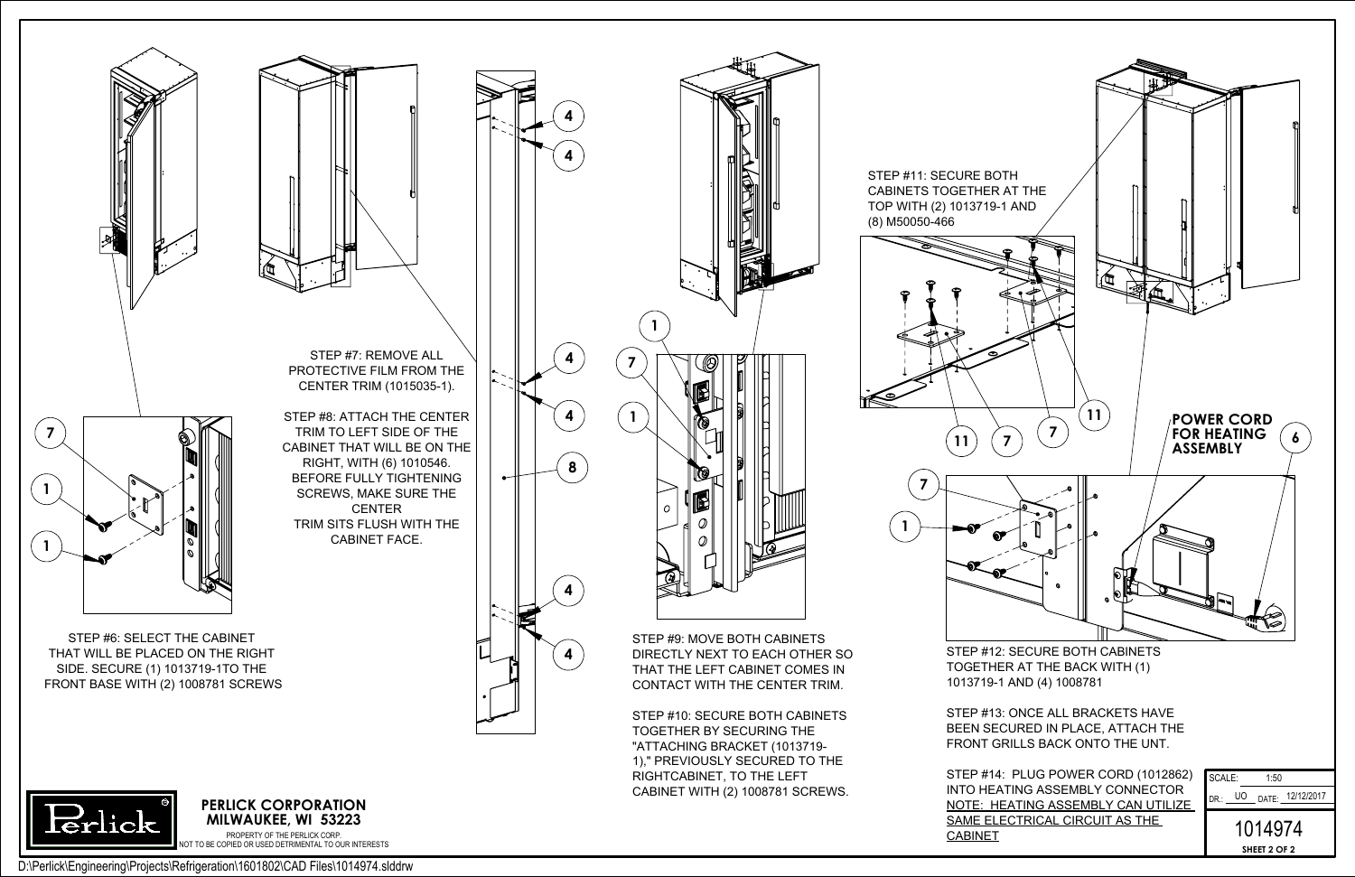STEP #6: SELECT THE CABINET THAT WILL BE PLACED ON THE RIGHT SIDE. SECURE (1) 1013719-1TO THE FRONT BASE WITH (2) 1008781 SCREWS

STEP #7: REMOVE ALL PROTECTIVE FILM FROM THE CENTER TRIM (1015035-1).

STEP #8: ATTACH THE CENTER TRIM TO LEFT SIDE OF THE CABINET THAT WILL BE ON THE RIGHT, WITH (6) 1010546. BEFORE FULLY TIGHTENING SCREWS, MAKE SURE THE CENTER TRIM SITS FLUSH WITH THE CABINET FACE.

STEP #9: MOVE BOTH CABINETS DIRECTLY NEXT TO EACH OTHER SO THAT THE LEFT CABINET COMES IN CONTACT WITH THE CENTER TRIM.

STEP #10: SECURE BOTH CABINETS TOGETHER BY SECURING THE "ATTACHING BRACKET (1013719-1)," PREVIOUSLY SECURED TO THE RIGHTCABINET, TO THE LEFT CABINET WITH (2) 1008781 SCREWS.

STEP #11: SECURE BOTH CABINETS TOGETHER AT THE TOP WITH (2) 1013719-1 AND (8) M50050-466

**POWER CORD FOR HEATING ASSEMBLY**

STEP #12: SECURE BOTH CABINETS TOGETHER AT THE BACK WITH (1) 1013719-1 AND (4) 1008781

STEP #13: ONCE ALL BRACKETS HAVE BEEN SECURED IN PLACE, ATTACH THE FRONT GRILLS BACK ONTO THE UNT.

STEP #14: PLUG POWER CORD (1012862) INTO HEATING ASSEMBLY CONNECTOR
NOTE: HEATING ASSEMBLY CAN UTILIZE SAME ELECTRICAL CIRCUIT AS THE CABINET

**PERLICK CORPORATION**
**MILWAUKEE, WI 53223**
PROPERTY OF THE PERLICK CORP.
NOT TO BE COPIED OR USED DETRIMENTAL TO OUR INTERESTS

SCALE: 1:50
DR.: UO DATE: 12/12/2017
1014974
SHEET 2 OF 2

D:\Perlick\Engineering\Projects\Refrigeration\1601802\CAD Files\1014974.slddrw